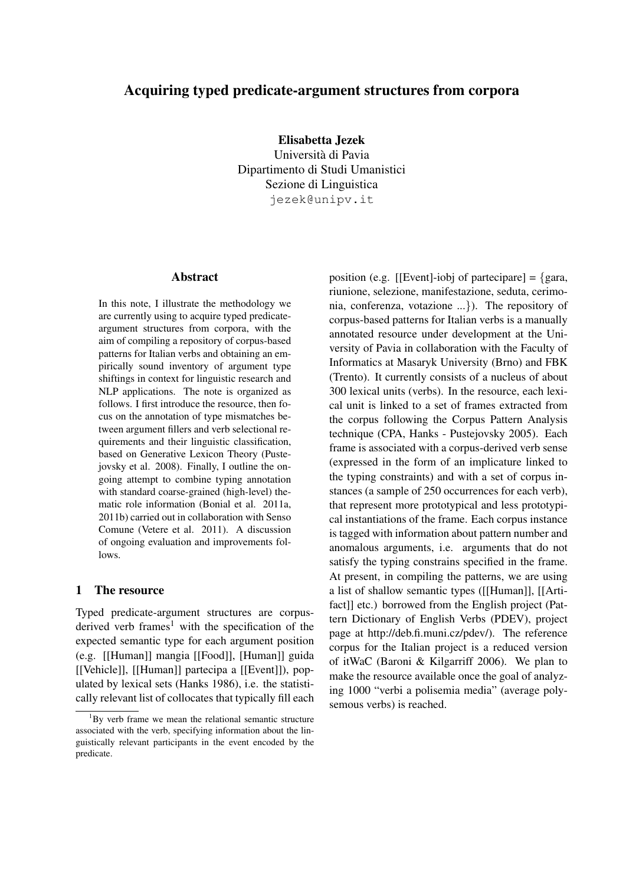# Acquiring typed predicate-argument structures from corpora

**Elisabetta Jezek**
Università di Pavia
Dipartimento di Studi Umanistici
Sezione di Linguistica
jezek@unipv.it

## Abstract

In this note, I illustrate the methodology we are currently using to acquire typed predicate-argument structures from corpora, with the aim of compiling a repository of corpus-based patterns for Italian verbs and obtaining an empirically sound inventory of argument type shiftings in context for linguistic research and NLP applications. The note is organized as follows. I first introduce the resource, then focus on the annotation of type mismatches between argument fillers and verb selectional requirements and their linguistic classification, based on Generative Lexicon Theory (Pustejovsky et al. 2008). Finally, I outline the ongoing attempt to combine typing annotation with standard coarse-grained (high-level) thematic role information (Bonial et al. 2011a, 2011b) carried out in collaboration with Senso Comune (Vetere et al. 2011). A discussion of ongoing evaluation and improvements follows.

## 1 The resource

Typed predicate-argument structures are corpus-derived verb frames[1] with the specification of the expected semantic type for each argument position (e.g. [[Human]] mangia [[Food]], [Human]] guida [[Vehicle]], [[Human]] partecipa a [[Event]]), populated by lexical sets (Hanks 1986), i.e. the statistically relevant list of collocates that typically fill each position (e.g. [[Event]-iobj of partecipare] = {gara, riunione, selezione, manifestazione, seduta, cerimonia, conferenza, votazione ...}). The repository of corpus-based patterns for Italian verbs is a manually annotated resource under development at the University of Pavia in collaboration with the Faculty of Informatics at Masaryk University (Brno) and FBK (Trento). It currently consists of a nucleus of about 300 lexical units (verbs). In the resource, each lexical unit is linked to a set of frames extracted from the corpus following the Corpus Pattern Analysis technique (CPA, Hanks - Pustejovsky 2005). Each frame is associated with a corpus-derived verb sense (expressed in the form of an implicature linked to the typing constraints) and with a set of corpus instances (a sample of 250 occurrences for each verb), that represent more prototypical and less prototypical instantiations of the frame. Each corpus instance is tagged with information about pattern number and anomalous arguments, i.e. arguments that do not satisfy the typing constrains specified in the frame. At present, in compiling the patterns, we are using a list of shallow semantic types ([[Human]], [[Artifact]] etc.) borrowed from the English project (Pattern Dictionary of English Verbs (PDEV), project page at http://deb.fi.muni.cz/pdev/). The reference corpus for the Italian project is a reduced version of itWaC (Baroni & Kilgarriff 2006). We plan to make the resource available once the goal of analyzing 1000 "verbi a polisemia media" (average polysemous verbs) is reached.

[1] By verb frame we mean the relational semantic structure associated with the verb, specifying information about the linguistically relevant participants in the event encoded by the predicate.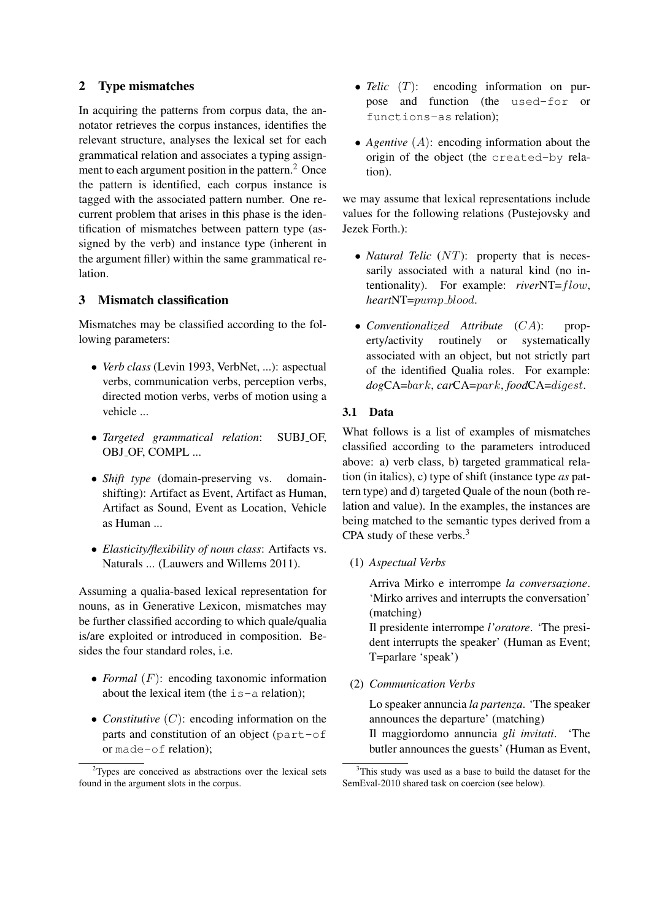## 2 Type mismatches

In acquiring the patterns from corpus data, the annotator retrieves the corpus instances, identifies the relevant structure, analyses the lexical set for each grammatical relation and associates a typing assignment to each argument position in the pattern.[2] Once the pattern is identified, each corpus instance is tagged with the associated pattern number. One recurrent problem that arises in this phase is the identification of mismatches between pattern type (assigned by the verb) and instance type (inherent in the argument filler) within the same grammatical relation.

## 3 Mismatch classification

Mismatches may be classified according to the following parameters:

- *Verb class* (Levin 1993, VerbNet, ...): aspectual verbs, communication verbs, perception verbs, directed motion verbs, verbs of motion using a vehicle ...
- *Targeted grammatical relation*: SUBJ_OF, OBJ_OF, COMPL ...
- *Shift type* (domain-preserving vs. domain-shifting): Artifact as Event, Artifact as Human, Artifact as Sound, Event as Location, Vehicle as Human ...
- *Elasticity/flexibility of noun class*: Artifacts vs. Naturals ... (Lauwers and Willems 2011).

Assuming a qualia-based lexical representation for nouns, as in Generative Lexicon, mismatches may be further classified according to which quale/qualia is/are exploited or introduced in composition. Besides the four standard roles, i.e.

- *Formal* ($F$): encoding taxonomic information about the lexical item (the `is-a` relation);
- *Constitutive* ($C$): encoding information on the parts and constitution of an object (`part-of` or `made-of` relation);
- *Telic* ($T$): encoding information on purpose and function (the `used-for` or `functions-as` relation);
- *Agentive* ($A$): encoding information about the origin of the object (the `created-by` relation).

we may assume that lexical representations include values for the following relations (Pustejovsky and Jezek Forth.):

- *Natural Telic* ($NT$): property that is necessarily associated with a natural kind (no intentionality). For example: *river*NT=$flow$, *heart*NT=$pump\_blood$.
- *Conventionalized Attribute* ($CA$): property/activity routinely or systematically associated with an object, but not strictly part of the identified Qualia roles. For example: *dog*CA=$bark$, *car*CA=$park$, *food*CA=$digest$.

### 3.1 Data

What follows is a list of examples of mismatches classified according to the parameters introduced above: a) verb class, b) targeted grammatical relation (in italics), c) type of shift (instance type *as* pattern type) and d) targeted Quale of the noun (both relation and value). In the examples, the instances are being matched to the semantic types derived from a CPA study of these verbs.[3]

(1) *Aspectual Verbs*

Arriva Mirko e interrompe *la conversazione*. 'Mirko arrives and interrupts the conversation' (matching)

Il presidente interrompe *l'oratore*. 'The president interrupts the speaker' (Human as Event; T=parlare 'speak')

(2) *Communication Verbs*

Lo speaker annuncia *la partenza*. 'The speaker announces the departure' (matching)

Il maggiordomo annuncia *gli invitati*. 'The butler announces the guests' (Human as Event,

[2] Types are conceived as abstractions over the lexical sets found in the argument slots in the corpus.

[3] This study was used as a base to build the dataset for the SemEval-2010 shared task on coercion (see below).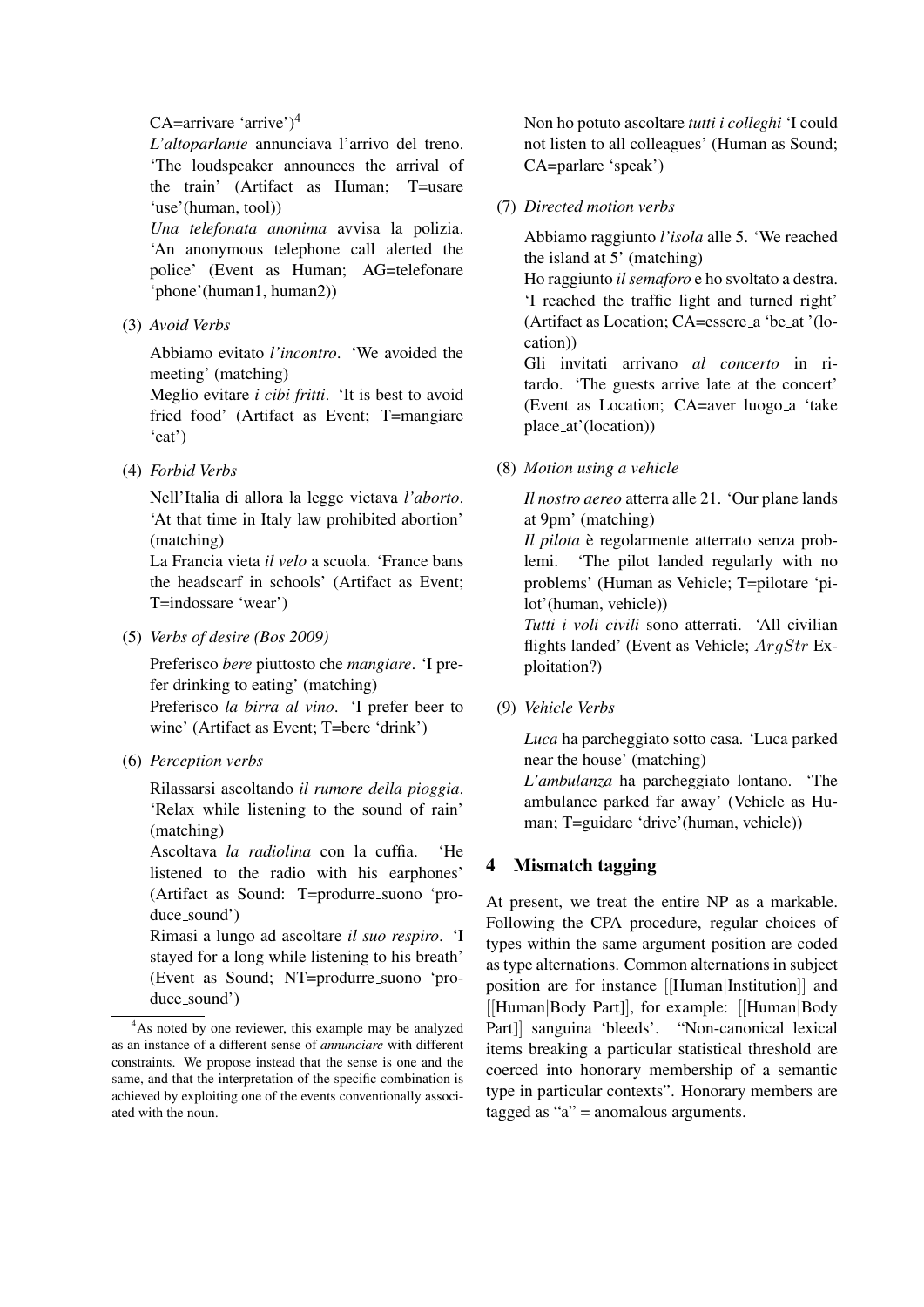CA=arrivare 'arrive')[4]

*L'altoparlante* annunciava l'arrivo del treno. 'The loudspeaker announces the arrival of the train' (Artifact as Human; T=usare 'use'(human, tool))

*Una telefonata anonima* avvisa la polizia. 'An anonymous telephone call alerted the police' (Event as Human; AG=telefonare 'phone'(human1, human2))

(3) *Avoid Verbs*

Abbiamo evitato *l'incontro*. 'We avoided the meeting' (matching)

Meglio evitare *i cibi fritti*. 'It is best to avoid fried food' (Artifact as Event; T=mangiare 'eat')

(4) *Forbid Verbs*

Nell'Italia di allora la legge vietava *l'aborto*. 'At that time in Italy law prohibited abortion' (matching)

La Francia vieta *il velo* a scuola. 'France bans the headscarf in schools' (Artifact as Event; T=indossare 'wear')

(5) *Verbs of desire (Bos 2009)*

Preferisco *bere* piuttosto che *mangiare*. 'I prefer drinking to eating' (matching)

Preferisco *la birra al vino*. 'I prefer beer to wine' (Artifact as Event; T=bere 'drink')

(6) *Perception verbs*

Rilassarsi ascoltando *il rumore della pioggia*. 'Relax while listening to the sound of rain' (matching)

Ascoltava *la radiolina* con la cuffia. 'He listened to the radio with his earphones' (Artifact as Sound: T=produrre_suono 'produce_sound')

Rimasi a lungo ad ascoltare *il suo respiro*. 'I stayed for a long while listening to his breath' (Event as Sound; NT=produrre_suono 'produce_sound')

Non ho potuto ascoltare *tutti i colleghi* 'I could not listen to all colleagues' (Human as Sound; CA=parlare 'speak')

(7) *Directed motion verbs*

Abbiamo raggiunto *l'isola* alle 5. 'We reached the island at 5' (matching)

Ho raggiunto *il semaforo* e ho svoltato a destra. 'I reached the traffic light and turned right' (Artifact as Location; CA=essere_a 'be_at '(location))

Gli invitati arrivano *al concerto* in ritardo. 'The guests arrive late at the concert' (Event as Location; CA=aver luogo_a 'take place_at'(location))

(8) *Motion using a vehicle*

*Il nostro aereo* atterra alle 21. 'Our plane lands at 9pm' (matching)

*Il pilota* è regolarmente atterrato senza problemi. 'The pilot landed regularly with no problems' (Human as Vehicle; T=pilotare 'pilot'(human, vehicle))

*Tutti i voli civili* sono atterrati. 'All civilian flights landed' (Event as Vehicle; $ArgStr$ Exploitation?)

(9) *Vehicle Verbs*

*Luca* ha parcheggiato sotto casa. 'Luca parked near the house' (matching)

*L'ambulanza* ha parcheggiato lontano. 'The ambulance parked far away' (Vehicle as Human; T=guidare 'drive'(human, vehicle))

## 4 Mismatch tagging

At present, we treat the entire NP as a markable. Following the CPA procedure, regular choices of types within the same argument position are coded as type alternations. Common alternations in subject position are for instance [[Human|Institution]] and [[Human|Body Part]], for example: [[Human|Body Part]] sanguina 'bleeds'. "Non-canonical lexical items breaking a particular statistical threshold are coerced into honorary membership of a semantic type in particular contexts". Honorary members are tagged as "a" = anomalous arguments.

[4] As noted by one reviewer, this example may be analyzed as an instance of a different sense of *annunciare* with different constraints. We propose instead that the sense is one and the same, and that the interpretation of the specific combination is achieved by exploiting one of the events conventionally associated with the noun.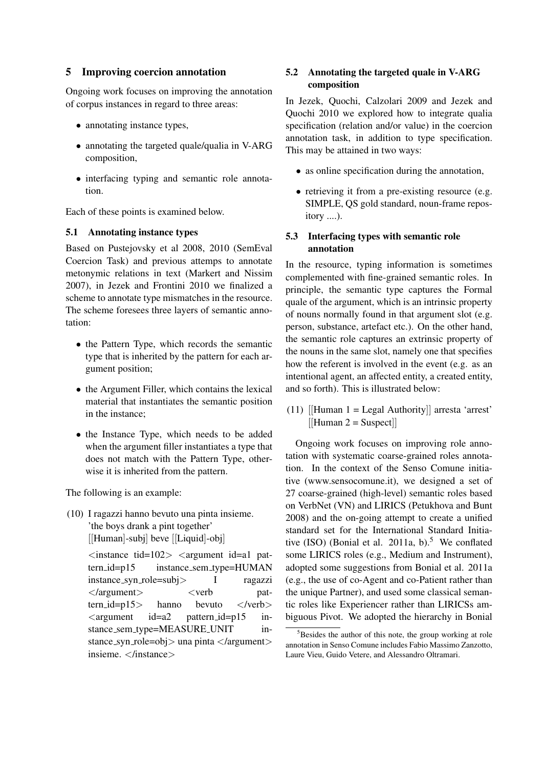## 5 Improving coercion annotation

Ongoing work focuses on improving the annotation of corpus instances in regard to three areas:

- annotating instance types,
- annotating the targeted quale/qualia in V-ARG composition,
- interfacing typing and semantic role annotation.

Each of these points is examined below.

### 5.1 Annotating instance types

Based on Pustejovsky et al 2008, 2010 (SemEval Coercion Task) and previous attemps to annotate metonymic relations in text (Markert and Nissim 2007), in Jezek and Frontini 2010 we finalized a scheme to annotate type mismatches in the resource. The scheme foresees three layers of semantic annotation:

- the Pattern Type, which records the semantic type that is inherited by the pattern for each argument position;
- the Argument Filler, which contains the lexical material that instantiates the semantic position in the instance;
- the Instance Type, which needs to be added when the argument filler instantiates a type that does not match with the Pattern Type, otherwise it is inherited from the pattern.

The following is an example:

(10) I ragazzi hanno bevuto una pinta insieme.
'the boys drank a pint together'
[[Human]-subj] beve [[Liquid]-obj]

<instance tid=102> <argument id=a1 pattern_id=p15 instance_sem_type=HUMAN instance_syn_role=subj> I ragazzi </argument> <verb pattern_id=p15> hanno bevuto </verb> <argument id=a2 pattern_id=p15 instance_sem_type=MEASURE_UNIT instance_syn_role=obj> una pinta </argument> insieme. </instance>

### 5.2 Annotating the targeted quale in V-ARG composition

In Jezek, Quochi, Calzolari 2009 and Jezek and Quochi 2010 we explored how to integrate qualia specification (relation and/or value) in the coercion annotation task, in addition to type specification. This may be attained in two ways:

- as online specification during the annotation,
- retrieving it from a pre-existing resource (e.g. SIMPLE, QS gold standard, noun-frame repository ....).

### 5.3 Interfacing types with semantic role annotation

In the resource, typing information is sometimes complemented with fine-grained semantic roles. In principle, the semantic type captures the Formal quale of the argument, which is an intrinsic property of nouns normally found in that argument slot (e.g. person, substance, artefact etc.). On the other hand, the semantic role captures an extrinsic property of the nouns in the same slot, namely one that specifies how the referent is involved in the event (e.g. as an intentional agent, an affected entity, a created entity, and so forth). This is illustrated below:

(11) [[Human 1 = Legal Authority]] arresta 'arrest' [[Human 2 = Suspect]]

Ongoing work focuses on improving role annotation with systematic coarse-grained roles annotation. In the context of the Senso Comune initiative (www.sensocomune.it), we designed a set of 27 coarse-grained (high-level) semantic roles based on VerbNet (VN) and LIRICS (Petukhova and Bunt 2008) and the on-going attempt to create a unified standard set for the International Standard Initiative (ISO) (Bonial et al. 2011a, b).[5] We conflated some LIRICS roles (e.g., Medium and Instrument), adopted some suggestions from Bonial et al. 2011a (e.g., the use of co-Agent and co-Patient rather than the unique Partner), and used some classical semantic roles like Experiencer rather than LIRICSs ambiguous Pivot. We adopted the hierarchy in Bonial

[5] Besides the author of this note, the group working at role annotation in Senso Comune includes Fabio Massimo Zanzotto, Laure Vieu, Guido Vetere, and Alessandro Oltramari.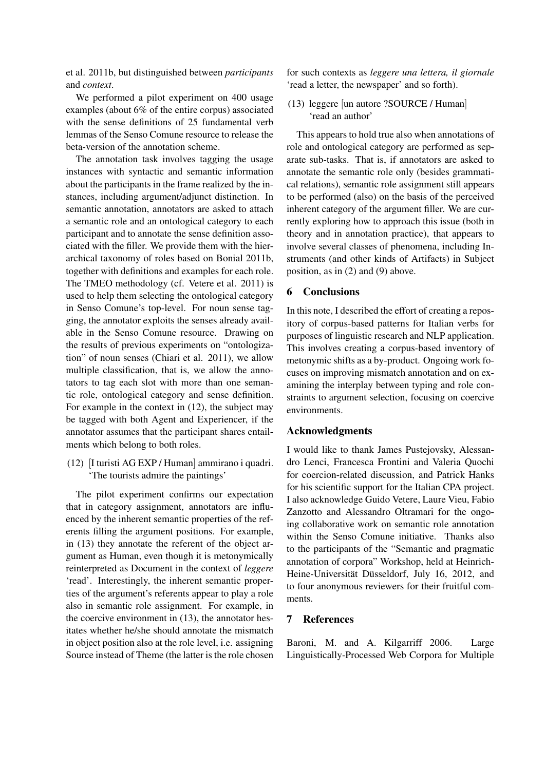et al. 2011b, but distinguished between *participants* and *context*.

We performed a pilot experiment on 400 usage examples (about 6% of the entire corpus) associated with the sense definitions of 25 fundamental verb lemmas of the Senso Comune resource to release the beta-version of the annotation scheme.

The annotation task involves tagging the usage instances with syntactic and semantic information about the participants in the frame realized by the instances, including argument/adjunct distinction. In semantic annotation, annotators are asked to attach a semantic role and an ontological category to each participant and to annotate the sense definition associated with the filler. We provide them with the hierarchical taxonomy of roles based on Bonial 2011b, together with definitions and examples for each role. The TMEO methodology (cf. Vetere et al. 2011) is used to help them selecting the ontological category in Senso Comune's top-level. For noun sense tagging, the annotator exploits the senses already available in the Senso Comune resource. Drawing on the results of previous experiments on "ontologization" of noun senses (Chiari et al. 2011), we allow multiple classification, that is, we allow the annotators to tag each slot with more than one semantic role, ontological category and sense definition. For example in the context in (12), the subject may be tagged with both Agent and Experiencer, if the annotator assumes that the participant shares entailments which belong to both roles.

(12) [I turisti AG EXP / Human] ammirano i quadri.
'The tourists admire the paintings'

The pilot experiment confirms our expectation that in category assignment, annotators are influenced by the inherent semantic properties of the referents filling the argument positions. For example, in (13) they annotate the referent of the object argument as Human, even though it is metonymically reinterpreted as Document in the context of *leggere* 'read'. Interestingly, the inherent semantic properties of the argument's referents appear to play a role also in semantic role assignment. For example, in the coercive environment in (13), the annotator hesitates whether he/she should annotate the mismatch in object position also at the role level, i.e. assigning Source instead of Theme (the latter is the role chosen for such contexts as *leggere una lettera, il giornale* 'read a letter, the newspaper' and so forth).

(13) leggere [un autore ?SOURCE / Human]
'read an author'

This appears to hold true also when annotations of role and ontological category are performed as separate sub-tasks. That is, if annotators are asked to annotate the semantic role only (besides grammatical relations), semantic role assignment still appears to be performed (also) on the basis of the perceived inherent category of the argument filler. We are currently exploring how to approach this issue (both in theory and in annotation practice), that appears to involve several classes of phenomena, including Instruments (and other kinds of Artifacts) in Subject position, as in (2) and (9) above.

## 6 Conclusions

In this note, I described the effort of creating a repository of corpus-based patterns for Italian verbs for purposes of linguistic research and NLP application. This involves creating a corpus-based inventory of metonymic shifts as a by-product. Ongoing work focuses on improving mismatch annotation and on examining the interplay between typing and role constraints to argument selection, focusing on coercive environments.

## Acknowledgments

I would like to thank James Pustejovsky, Alessandro Lenci, Francesca Frontini and Valeria Quochi for coercion-related discussion, and Patrick Hanks for his scientific support for the Italian CPA project. I also acknowledge Guido Vetere, Laure Vieu, Fabio Zanzotto and Alessandro Oltramari for the ongoing collaborative work on semantic role annotation within the Senso Comune initiative. Thanks also to the participants of the "Semantic and pragmatic annotation of corpora" Workshop, held at Heinrich-Heine-Universität Düsseldorf, July 16, 2012, and to four anonymous reviewers for their fruitful comments.

## 7 References

Baroni, M. and A. Kilgarriff 2006. Large Linguistically-Processed Web Corpora for Multiple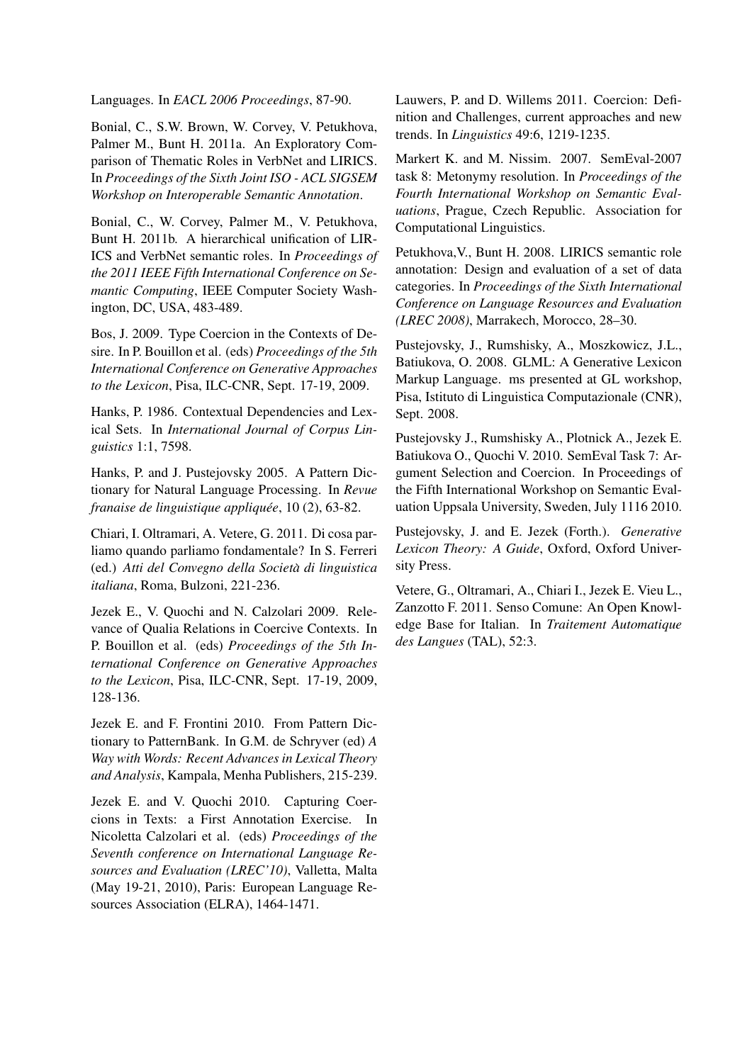Languages. In *EACL 2006 Proceedings*, 87-90.

Bonial, C., S.W. Brown, W. Corvey, V. Petukhova, Palmer M., Bunt H. 2011a. An Exploratory Comparison of Thematic Roles in VerbNet and LIRICS. In *Proceedings of the Sixth Joint ISO - ACL SIGSEM Workshop on Interoperable Semantic Annotation*.

Bonial, C., W. Corvey, Palmer M., V. Petukhova, Bunt H. 2011b. A hierarchical unification of LIRICS and VerbNet semantic roles. In *Proceedings of the 2011 IEEE Fifth International Conference on Semantic Computing*, IEEE Computer Society Washington, DC, USA, 483-489.

Bos, J. 2009. Type Coercion in the Contexts of Desire. In P. Bouillon et al. (eds) *Proceedings of the 5th International Conference on Generative Approaches to the Lexicon*, Pisa, ILC-CNR, Sept. 17-19, 2009.

Hanks, P. 1986. Contextual Dependencies and Lexical Sets. In *International Journal of Corpus Linguistics* 1:1, 7598.

Hanks, P. and J. Pustejovsky 2005. A Pattern Dictionary for Natural Language Processing. In *Revue franaise de linguistique appliquée*, 10 (2), 63-82.

Chiari, I. Oltramari, A. Vetere, G. 2011. Di cosa parliamo quando parliamo fondamentale? In S. Ferreri (ed.) *Atti del Convegno della Società di linguistica italiana*, Roma, Bulzoni, 221-236.

Jezek E., V. Quochi and N. Calzolari 2009. Relevance of Qualia Relations in Coercive Contexts. In P. Bouillon et al. (eds) *Proceedings of the 5th International Conference on Generative Approaches to the Lexicon*, Pisa, ILC-CNR, Sept. 17-19, 2009, 128-136.

Jezek E. and F. Frontini 2010. From Pattern Dictionary to PatternBank. In G.M. de Schryver (ed) *A Way with Words: Recent Advances in Lexical Theory and Analysis*, Kampala, Menha Publishers, 215-239.

Jezek E. and V. Quochi 2010. Capturing Coercions in Texts: a First Annotation Exercise. In Nicoletta Calzolari et al. (eds) *Proceedings of the Seventh conference on International Language Resources and Evaluation (LREC'10)*, Valletta, Malta (May 19-21, 2010), Paris: European Language Resources Association (ELRA), 1464-1471.

Lauwers, P. and D. Willems 2011. Coercion: Definition and Challenges, current approaches and new trends. In *Linguistics* 49:6, 1219-1235.

Markert K. and M. Nissim. 2007. SemEval-2007 task 8: Metonymy resolution. In *Proceedings of the Fourth International Workshop on Semantic Evaluations*, Prague, Czech Republic. Association for Computational Linguistics.

Petukhova,V., Bunt H. 2008. LIRICS semantic role annotation: Design and evaluation of a set of data categories. In *Proceedings of the Sixth International Conference on Language Resources and Evaluation (LREC 2008)*, Marrakech, Morocco, 28–30.

Pustejovsky, J., Rumshisky, A., Moszkowicz, J.L., Batiukova, O. 2008. GLML: A Generative Lexicon Markup Language. ms presented at GL workshop, Pisa, Istituto di Linguistica Computazionale (CNR), Sept. 2008.

Pustejovsky J., Rumshisky A., Plotnick A., Jezek E. Batiukova O., Quochi V. 2010. SemEval Task 7: Argument Selection and Coercion. In Proceedings of the Fifth International Workshop on Semantic Evaluation Uppsala University, Sweden, July 1116 2010.

Pustejovsky, J. and E. Jezek (Forth.). *Generative Lexicon Theory: A Guide*, Oxford, Oxford University Press.

Vetere, G., Oltramari, A., Chiari I., Jezek E. Vieu L., Zanzotto F. 2011. Senso Comune: An Open Knowledge Base for Italian. In *Traitement Automatique des Langues* (TAL), 52:3.